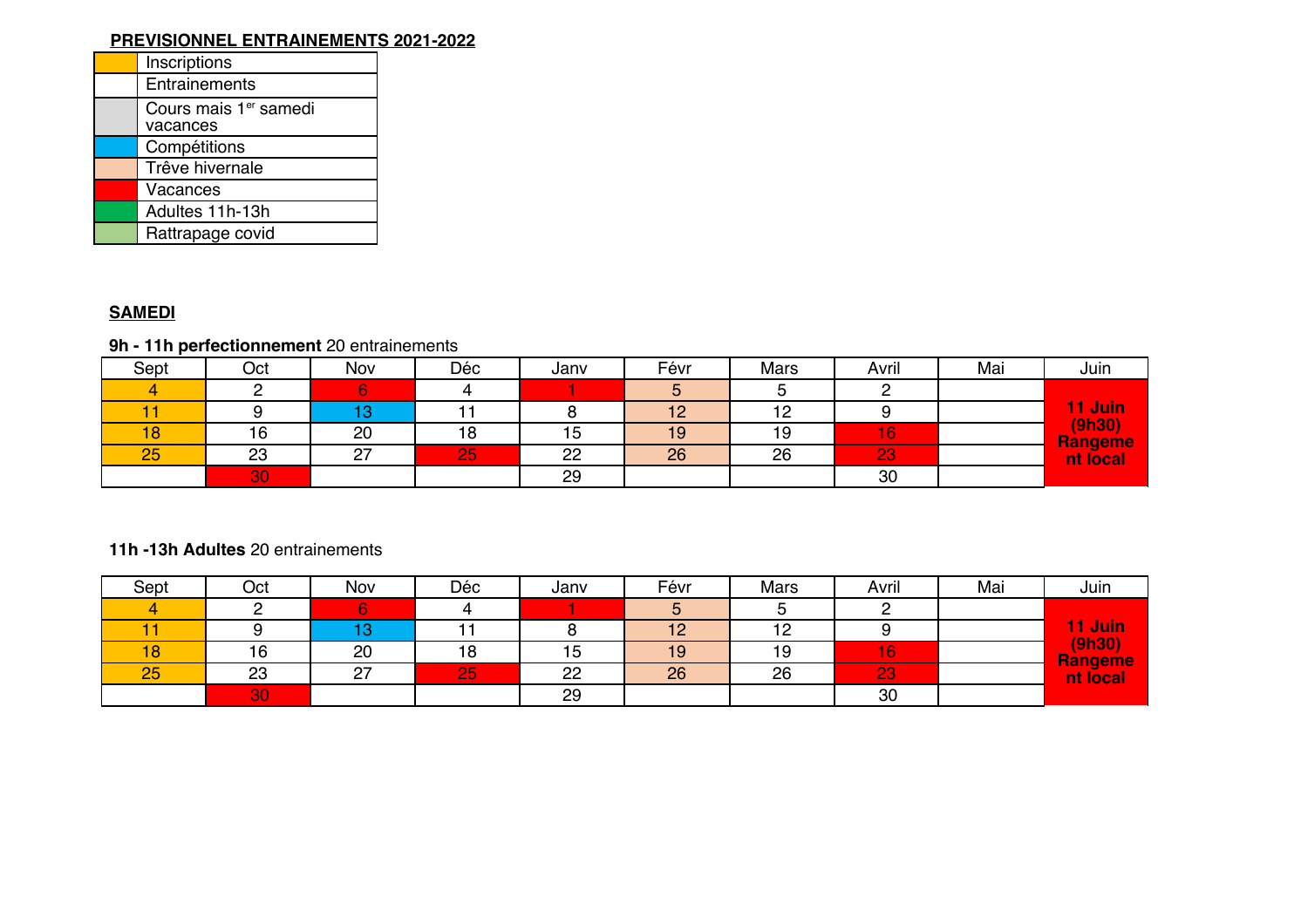## PREVISIONNEL ENTRAINEMENTS 2021-2022

| Couleur | Légende |
| --- | --- |
| (orange) | Inscriptions |
| (blanc) | Entrainements |
| (gris) | Cours mais 1[er] samedi vacances |
| (bleu) | Compétitions |
| (beige) | Trêve hivernale |
| (rouge) | Vacances |
| (vert) | Adultes 11h-13h |
| (vert clair) | Rattrapage covid |

## SAMEDI

**9h - 11h perfectionnement** 20 entrainements

| Sept | Oct | Nov | Déc | Janv | Févr | Mars | Avril | Mai | Juin |
| --- | --- | --- | --- | --- | --- | --- | --- | --- | --- |
| 4 | 2 | 6 | 4 | 1 | 5 | 5 | 2 | | **11 Juin (9h30) Rangement local** |
| 11 | 9 | 13 | 11 | 8 | 12 | 12 | 9 | | |
| 18 | 16 | 20 | 18 | 15 | 19 | 19 | 16 | | |
| 25 | 23 | 27 | 25 | 22 | 26 | 26 | 23 | | |
| | 30 | | | 29 | | | 30 | | |

**11h -13h Adultes** 20 entrainements

| Sept | Oct | Nov | Déc | Janv | Févr | Mars | Avril | Mai | Juin |
| --- | --- | --- | --- | --- | --- | --- | --- | --- | --- |
| 4 | 2 | 6 | 4 | 1 | 5 | 5 | 2 | | **11 Juin (9h30) Rangement local** |
| 11 | 9 | 13 | 11 | 8 | 12 | 12 | 9 | | |
| 18 | 16 | 20 | 18 | 15 | 19 | 19 | 16 | | |
| 25 | 23 | 27 | 25 | 22 | 26 | 26 | 23 | | |
| | 30 | | | 29 | | | 30 | | |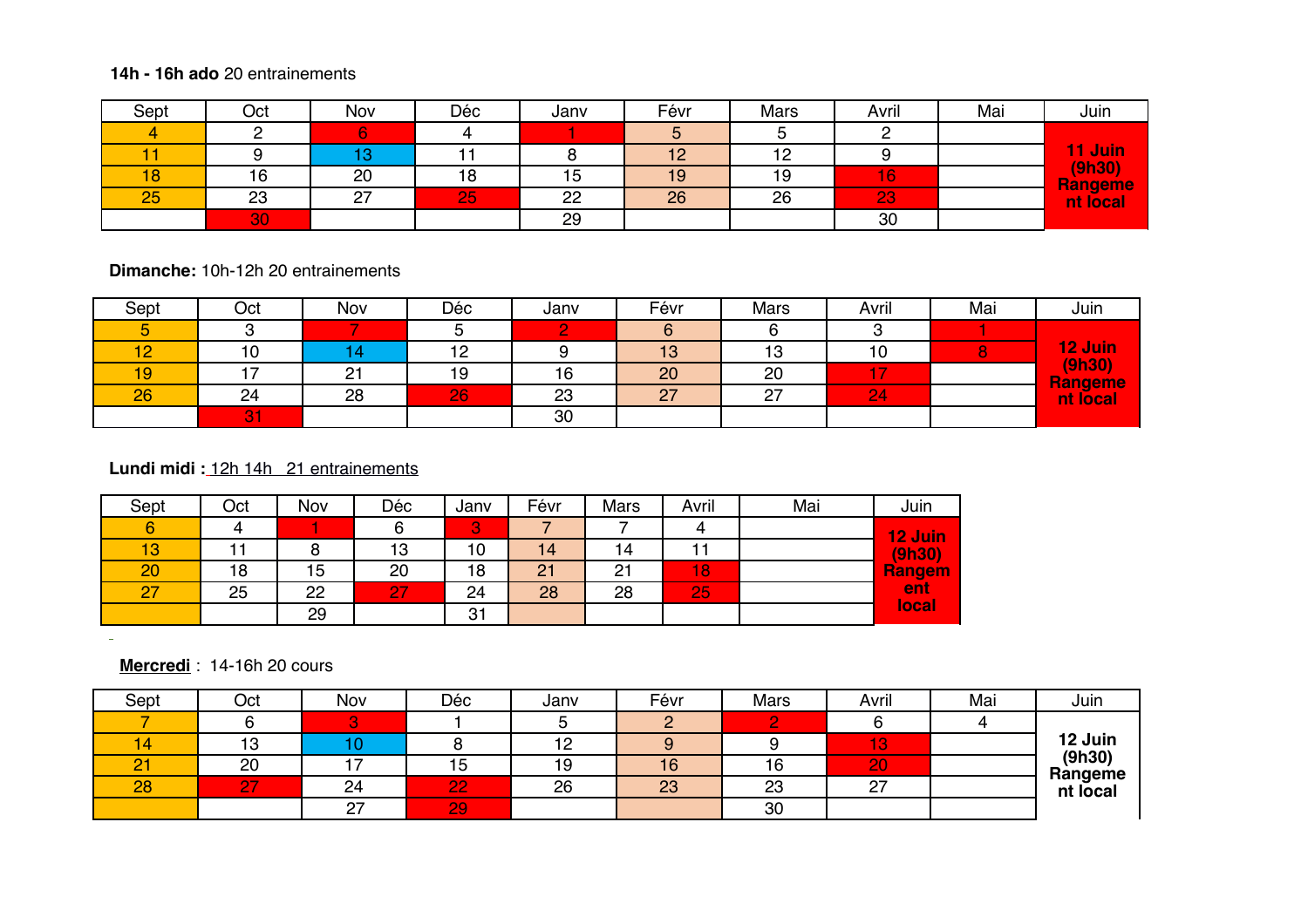**14h - 16h ado** 20 entrainements

| Sept | Oct | Nov | Déc | Janv | Févr | Mars | Avril | Mai | Juin |
|---|---|---|---|---|---|---|---|---|---|
| 4 | 2 | 6 | 4 | 1 | 5 | 5 | 2 | | **11 Juin (9h30) Rangement local** |
| 11 | 9 | 13 | 11 | 8 | 12 | 12 | 9 | | |
| 18 | 16 | 20 | 18 | 15 | 19 | 19 | 16 | | |
| 25 | 23 | 27 | 25 | 22 | 26 | 26 | 23 | | |
| | 30 | | | 29 | | | 30 | | |

**Dimanche:** 10h-12h 20 entrainements

| Sept | Oct | Nov | Déc | Janv | Févr | Mars | Avril | Mai | Juin |
|---|---|---|---|---|---|---|---|---|---|
| 5 | 3 | 7 | 5 | 2 | 6 | 6 | 3 | 1 | **12 Juin (9h30) Rangement local** |
| 12 | 10 | 14 | 12 | 9 | 13 | 13 | 10 | 8 | |
| 19 | 17 | 21 | 19 | 16 | 20 | 20 | 17 | | |
| 26 | 24 | 28 | 26 | 23 | 27 | 27 | 24 | | |
| | 31 | | | 30 | | | | | |

**Lundi midi :** 12h 14h 21 entrainements

| Sept | Oct | Nov | Déc | Janv | Févr | Mars | Avril | Mai | Juin |
|---|---|---|---|---|---|---|---|---|---|
| 6 | 4 | 1 | 6 | 3 | 7 | 7 | 4 | | **12 Juin (9h30) Rangement local** |
| 13 | 11 | 8 | 13 | 10 | 14 | 14 | 11 | | |
| 20 | 18 | 15 | 20 | 18 | 21 | 21 | 18 | | |
| 27 | 25 | 22 | 27 | 24 | 28 | 28 | 25 | | |
| | | 29 | | 31 | | | | | |

**Mercredi** : 14-16h 20 cours

| Sept | Oct | Nov | Déc | Janv | Févr | Mars | Avril | Mai | Juin |
|---|---|---|---|---|---|---|---|---|---|
| 7 | 6 | 3 | 1 | 5 | 2 | 2 | 6 | 4 | **12 Juin (9h30) Rangement local** |
| 14 | 13 | 10 | 8 | 12 | 9 | 9 | 13 | | |
| 21 | 20 | 17 | 15 | 19 | 16 | 16 | 20 | | |
| 28 | 27 | 24 | 22 | 26 | 23 | 23 | 27 | | |
| | | 27 | 29 | | | 30 | | | |